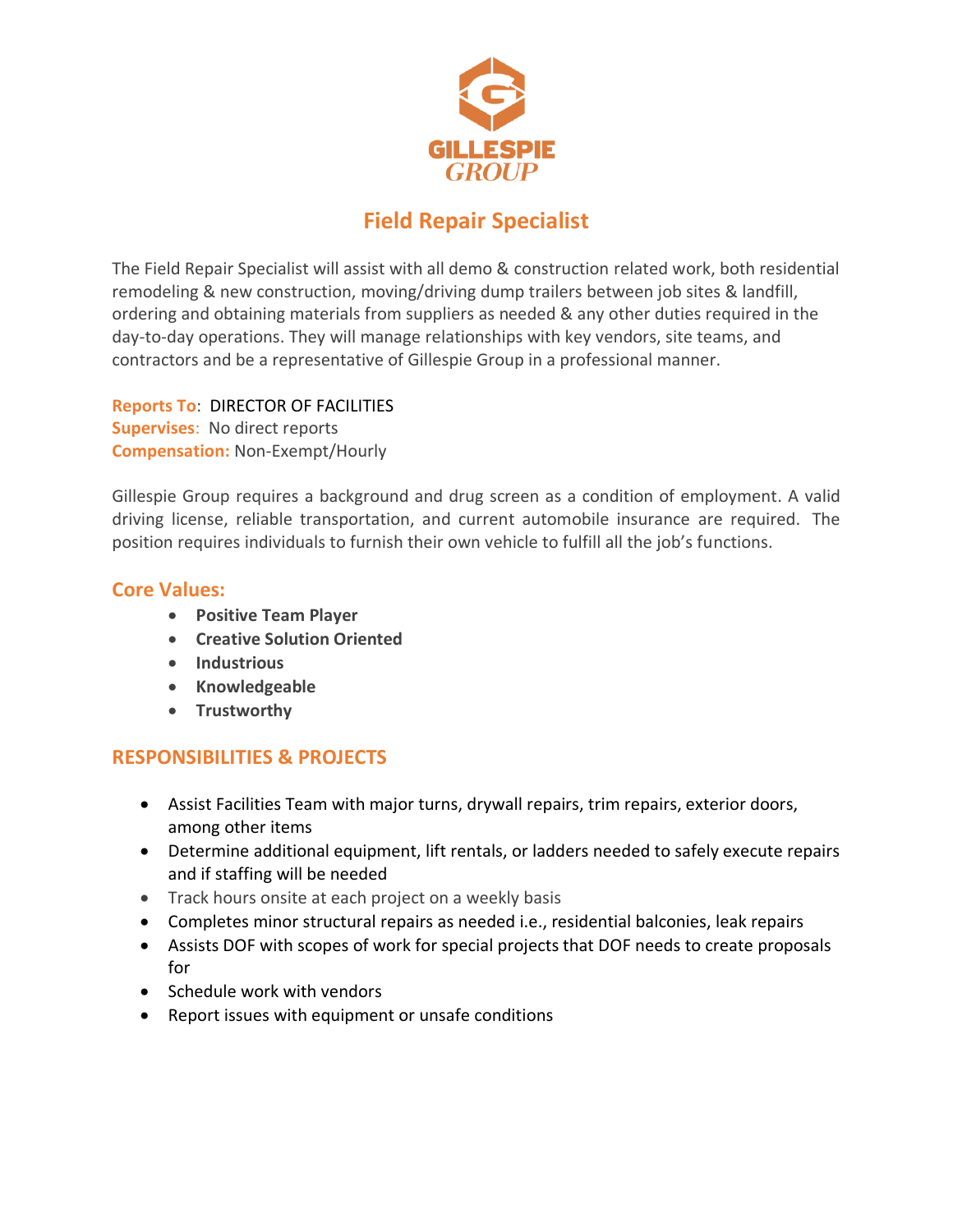GILLESPIE GROUP

# Field Repair Specialist

The Field Repair Specialist will assist with all demo & construction related work, both residential remodeling & new construction, moving/driving dump trailers between job sites & landfill, ordering and obtaining materials from suppliers as needed & any other duties required in the day-to-day operations. They will manage relationships with key vendors, site teams, and contractors and be a representative of Gillespie Group in a professional manner.

**Reports To**: DIRECTOR OF FACILITIES
**Supervises**: No direct reports
**Compensation:** Non-Exempt/Hourly

Gillespie Group requires a background and drug screen as a condition of employment. A valid driving license, reliable transportation, and current automobile insurance are required. The position requires individuals to furnish their own vehicle to fulfill all the job's functions.

## Core Values:

- **Positive Team Player**
- **Creative Solution Oriented**
- **Industrious**
- **Knowledgeable**
- **Trustworthy**

## RESPONSIBILITIES & PROJECTS

- Assist Facilities Team with major turns, drywall repairs, trim repairs, exterior doors, among other items
- Determine additional equipment, lift rentals, or ladders needed to safely execute repairs and if staffing will be needed
- Track hours onsite at each project on a weekly basis
- Completes minor structural repairs as needed i.e., residential balconies, leak repairs
- Assists DOF with scopes of work for special projects that DOF needs to create proposals for
- Schedule work with vendors
- Report issues with equipment or unsafe conditions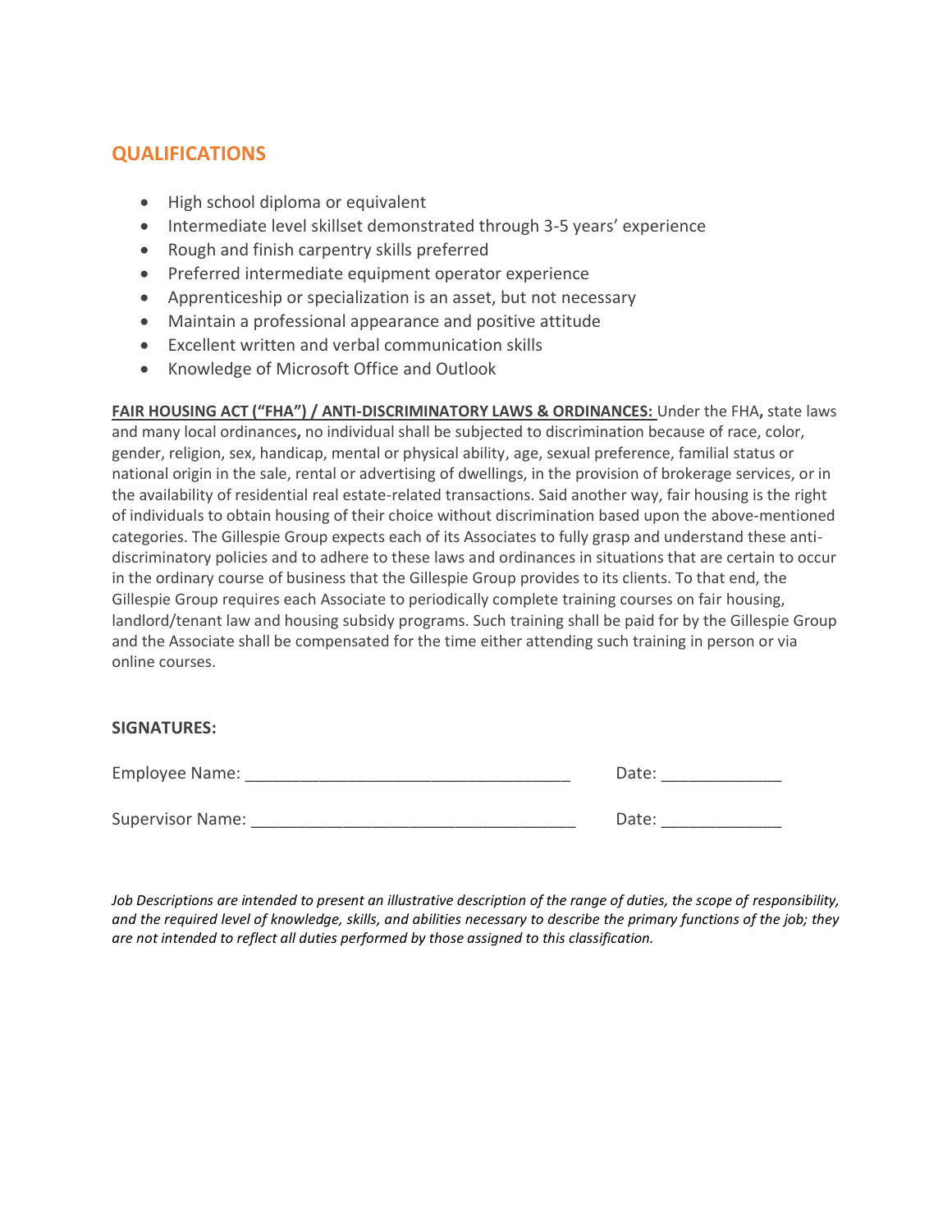## QUALIFICATIONS

- High school diploma or equivalent
- Intermediate level skillset demonstrated through 3-5 years' experience
- Rough and finish carpentry skills preferred
- Preferred intermediate equipment operator experience
- Apprenticeship or specialization is an asset, but not necessary
- Maintain a professional appearance and positive attitude
- Excellent written and verbal communication skills
- Knowledge of Microsoft Office and Outlook

**FAIR HOUSING ACT ("FHA") / ANTI-DISCRIMINATORY LAWS & ORDINANCES:** Under the FHA**,** state laws and many local ordinances**,** no individual shall be subjected to discrimination because of race, color, gender, religion, sex, handicap, mental or physical ability, age, sexual preference, familial status or national origin in the sale, rental or advertising of dwellings, in the provision of brokerage services, or in the availability of residential real estate-related transactions. Said another way, fair housing is the right of individuals to obtain housing of their choice without discrimination based upon the above-mentioned categories. The Gillespie Group expects each of its Associates to fully grasp and understand these anti-discriminatory policies and to adhere to these laws and ordinances in situations that are certain to occur in the ordinary course of business that the Gillespie Group provides to its clients. To that end, the Gillespie Group requires each Associate to periodically complete training courses on fair housing, landlord/tenant law and housing subsidy programs. Such training shall be paid for by the Gillespie Group and the Associate shall be compensated for the time either attending such training in person or via online courses.

**SIGNATURES:**

Employee Name: ___________________________________ Date: _____________

Supervisor Name: ___________________________________ Date: _____________

*Job Descriptions are intended to present an illustrative description of the range of duties, the scope of responsibility, and the required level of knowledge, skills, and abilities necessary to describe the primary functions of the job; they are not intended to reflect all duties performed by those assigned to this classification.*